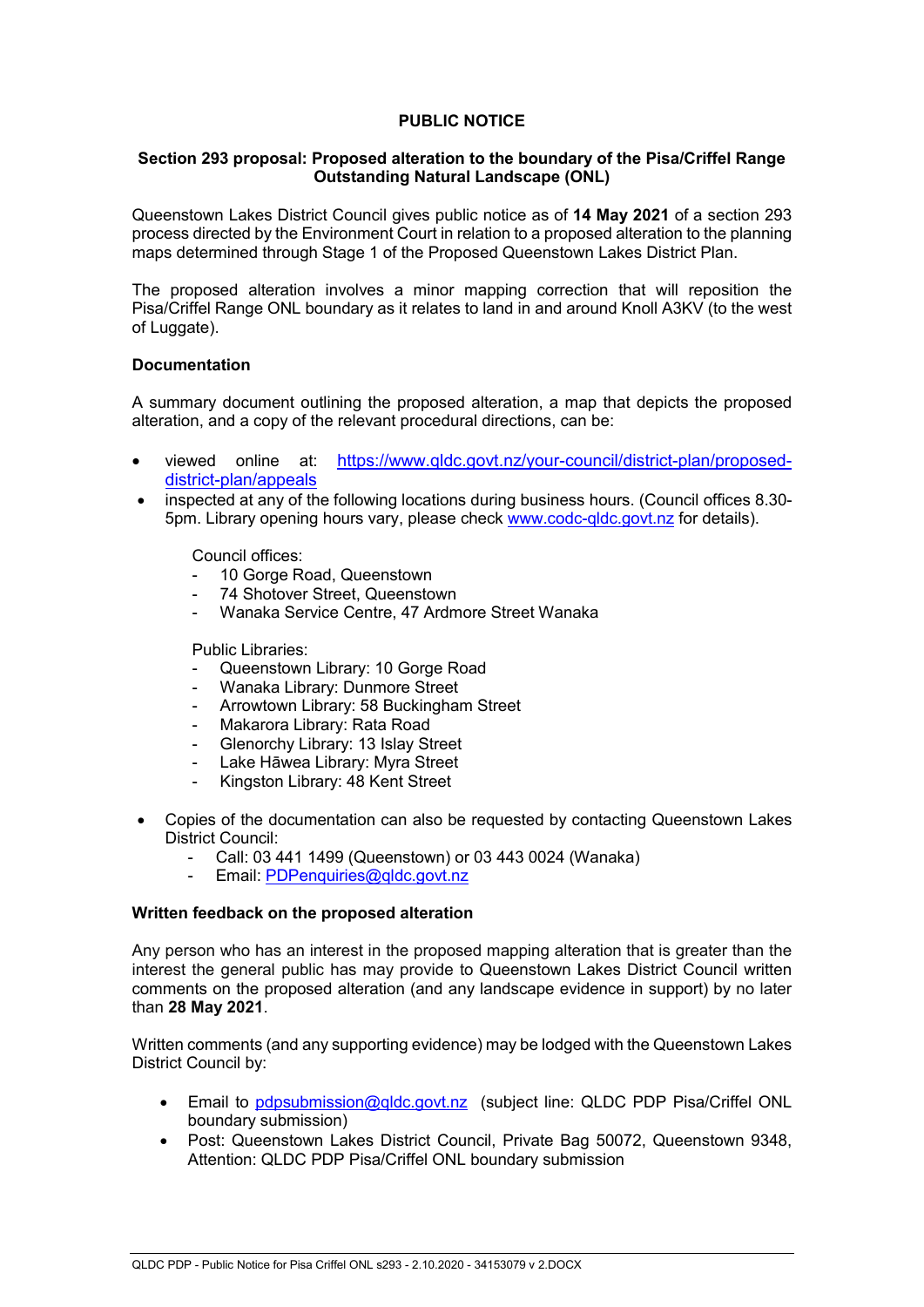# PUBLIC NOTICE

## Section 293 proposal: Proposed alteration to the boundary of the Pisa/Criffel Range Outstanding Natural Landscape (ONL)

Queenstown Lakes District Council gives public notice as of **14 May 2021** of a section 293 process directed by the Environment Court in relation to a proposed alteration to the planning maps determined through Stage 1 of the Proposed Queenstown Lakes District Plan.

The proposed alteration involves a minor mapping correction that will reposition the Pisa/Criffel Range ONL boundary as it relates to land in and around Knoll A3KV (to the west of Luggate).

### Documentation

A summary document outlining the proposed alteration, a map that depicts the proposed alteration, and a copy of the relevant procedural directions, can be:

- viewed online at: [https://www.qldc.govt.nz/your-council/district-plan/proposed-district-plan/appeals](https://www.qldc.govt.nz/your-council/district-plan/proposed-district-plan/appeals)
- inspected at any of the following locations during business hours. (Council offices 8.30-5pm. Library opening hours vary, please check [www.codc-qldc.govt.nz](www.codc-qldc.govt.nz) for details).

  Council offices:
  - 10 Gorge Road, Queenstown
  - 74 Shotover Street, Queenstown
  - Wanaka Service Centre, 47 Ardmore Street Wanaka

  Public Libraries:
  - Queenstown Library: 10 Gorge Road
  - Wanaka Library: Dunmore Street
  - Arrowtown Library: 58 Buckingham Street
  - Makarora Library: Rata Road
  - Glenorchy Library: 13 Islay Street
  - Lake Hāwea Library: Myra Street
  - Kingston Library: 48 Kent Street

- Copies of the documentation can also be requested by contacting Queenstown Lakes District Council:
  - Call: 03 441 1499 (Queenstown) or 03 443 0024 (Wanaka)
  - Email: [PDPenquiries@qldc.govt.nz](mailto:PDPenquiries@qldc.govt.nz)

### Written feedback on the proposed alteration

Any person who has an interest in the proposed mapping alteration that is greater than the interest the general public has may provide to Queenstown Lakes District Council written comments on the proposed alteration (and any landscape evidence in support) by no later than **28 May 2021**.

Written comments (and any supporting evidence) may be lodged with the Queenstown Lakes District Council by:

- Email to [pdpsubmission@qldc.govt.nz](mailto:pdpsubmission@qldc.govt.nz) (subject line: QLDC PDP Pisa/Criffel ONL boundary submission)
- Post: Queenstown Lakes District Council, Private Bag 50072, Queenstown 9348, Attention: QLDC PDP Pisa/Criffel ONL boundary submission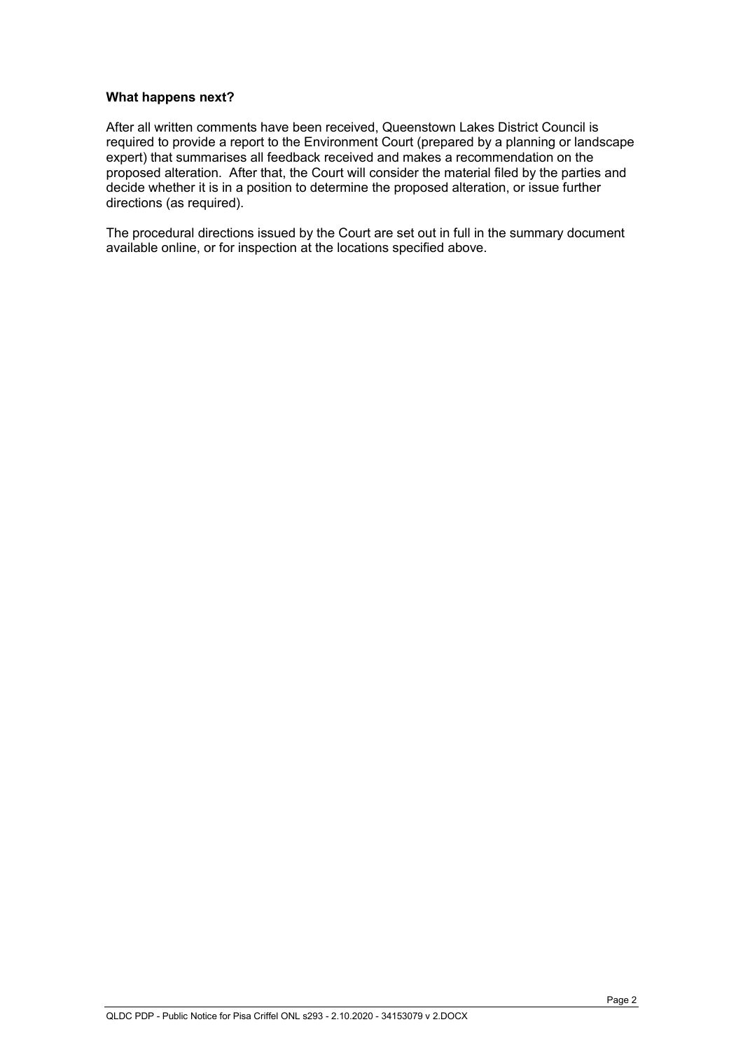**What happens next?**

After all written comments have been received, Queenstown Lakes District Council is required to provide a report to the Environment Court (prepared by a planning or landscape expert) that summarises all feedback received and makes a recommendation on the proposed alteration. After that, the Court will consider the material filed by the parties and decide whether it is in a position to determine the proposed alteration, or issue further directions (as required).

The procedural directions issued by the Court are set out in full in the summary document available online, or for inspection at the locations specified above.